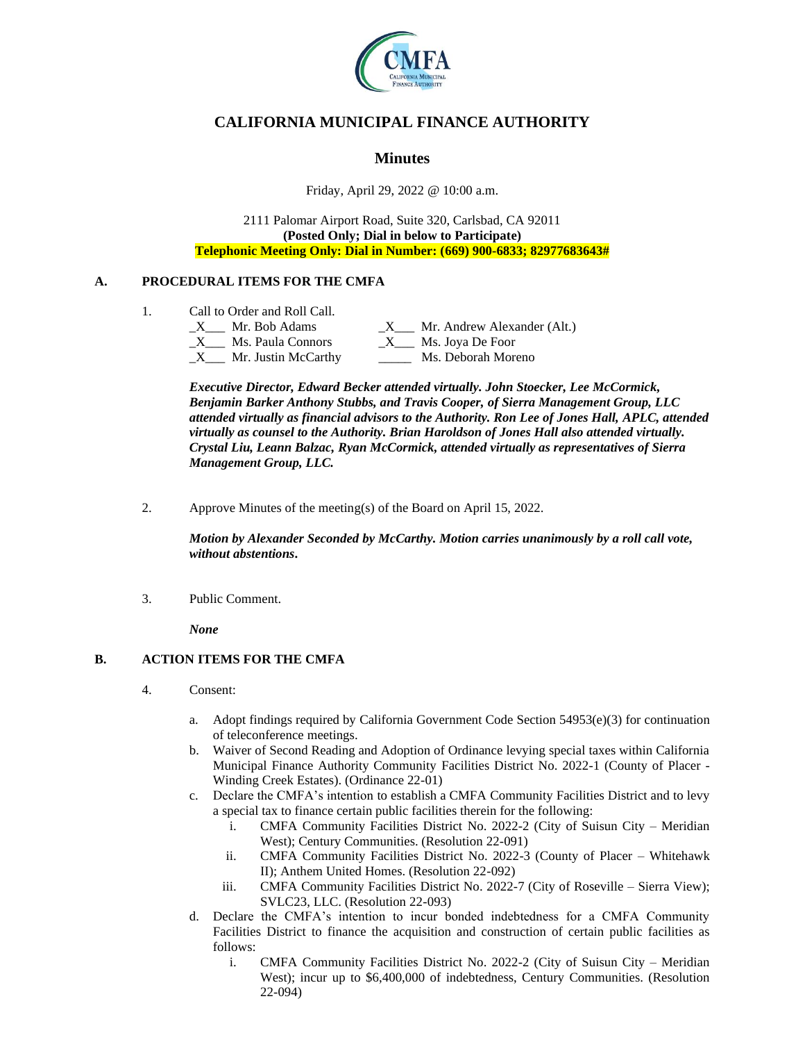# CALIFORNIA MUNICIPAL FINANCE AUTHORITY

## Minutes

Friday, April 29, 2022 @ 10:00 a.m.

2111 Palomar Airport Road, Suite 320, Carlsbad, CA 92011
**(Posted Only; Dial in below to Participate)**
**Telephonic Meeting Only: Dial in Number: (669) 900-6833; 82977683643#**

### A. PROCEDURAL ITEMS FOR THE CMFA

1. Call to Order and Roll Call.

| | | | |
|---|---|---|---|
| _X___ | Mr. Bob Adams | _X___ | Mr. Andrew Alexander (Alt.) |
| _X___ | Ms. Paula Connors | _X___ | Ms. Joya De Foor |
| _X___ | Mr. Justin McCarthy | _____ | Ms. Deborah Moreno |

***Executive Director, Edward Becker attended virtually. John Stoecker, Lee McCormick, Benjamin Barker Anthony Stubbs, and Travis Cooper, of Sierra Management Group, LLC attended virtually as financial advisors to the Authority. Ron Lee of Jones Hall, APLC, attended virtually as counsel to the Authority. Brian Haroldson of Jones Hall also attended virtually. Crystal Liu, Leann Balzac, Ryan McCormick, attended virtually as representatives of Sierra Management Group, LLC.***

2. Approve Minutes of the meeting(s) of the Board on April 15, 2022.

***Motion by Alexander Seconded by McCarthy. Motion carries unanimously by a roll call vote, without abstentions.***

3. Public Comment.

***None***

### B. ACTION ITEMS FOR THE CMFA

4. Consent:

   a. Adopt findings required by California Government Code Section 54953(e)(3) for continuation of teleconference meetings.
   
   b. Waiver of Second Reading and Adoption of Ordinance levying special taxes within California Municipal Finance Authority Community Facilities District No. 2022-1 (County of Placer - Winding Creek Estates). (Ordinance 22-01)
   
   c. Declare the CMFA's intention to establish a CMFA Community Facilities District and to levy a special tax to finance certain public facilities therein for the following:
      
      i. CMFA Community Facilities District No. 2022-2 (City of Suisun City – Meridian West); Century Communities. (Resolution 22-091)
      
      ii. CMFA Community Facilities District No. 2022-3 (County of Placer – Whitehawk II); Anthem United Homes. (Resolution 22-092)
      
      iii. CMFA Community Facilities District No. 2022-7 (City of Roseville – Sierra View); SVLC23, LLC. (Resolution 22-093)
   
   d. Declare the CMFA's intention to incur bonded indebtedness for a CMFA Community Facilities District to finance the acquisition and construction of certain public facilities as follows:
      
      i. CMFA Community Facilities District No. 2022-2 (City of Suisun City – Meridian West); incur up to $6,400,000 of indebtedness, Century Communities. (Resolution 22-094)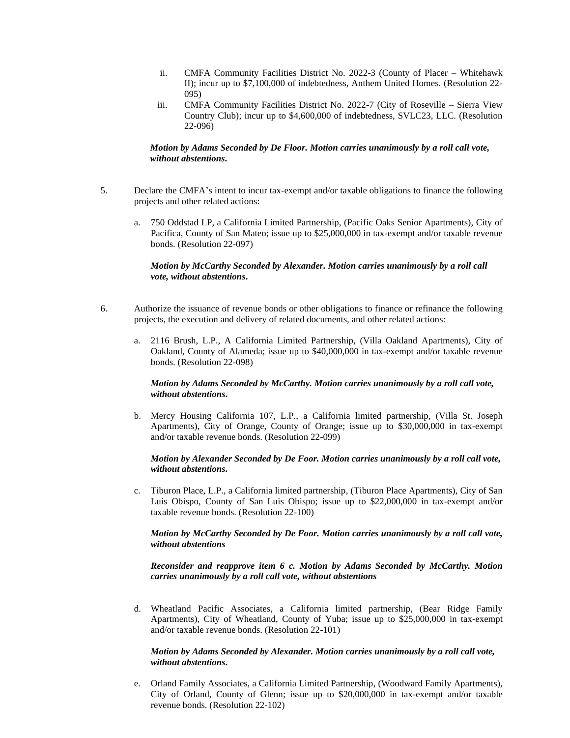ii. CMFA Community Facilities District No. 2022-3 (County of Placer – Whitehawk II); incur up to $7,100,000 of indebtedness, Anthem United Homes. (Resolution 22-095)

iii. CMFA Community Facilities District No. 2022-7 (City of Roseville – Sierra View Country Club); incur up to $4,600,000 of indebtedness, SVLC23, LLC. (Resolution 22-096)

***Motion by Adams Seconded by De Floor. Motion carries unanimously by a roll call vote, without abstentions.***

5. Declare the CMFA's intent to incur tax-exempt and/or taxable obligations to finance the following projects and other related actions:

   a. 750 Oddstad LP, a California Limited Partnership, (Pacific Oaks Senior Apartments), City of Pacifica, County of San Mateo; issue up to $25,000,000 in tax-exempt and/or taxable revenue bonds. (Resolution 22-097)

   ***Motion by McCarthy Seconded by Alexander. Motion carries unanimously by a roll call vote, without abstentions.***

6. Authorize the issuance of revenue bonds or other obligations to finance or refinance the following projects, the execution and delivery of related documents, and other related actions:

   a. 2116 Brush, L.P., A California Limited Partnership, (Villa Oakland Apartments), City of Oakland, County of Alameda; issue up to $40,000,000 in tax-exempt and/or taxable revenue bonds. (Resolution 22-098)

   ***Motion by Adams Seconded by McCarthy. Motion carries unanimously by a roll call vote, without abstentions.***

   b. Mercy Housing California 107, L.P., a California limited partnership, (Villa St. Joseph Apartments), City of Orange, County of Orange; issue up to $30,000,000 in tax-exempt and/or taxable revenue bonds. (Resolution 22-099)

   ***Motion by Alexander Seconded by De Foor. Motion carries unanimously by a roll call vote, without abstentions.***

   c. Tiburon Place, L.P., a California limited partnership, (Tiburon Place Apartments), City of San Luis Obispo, County of San Luis Obispo; issue up to $22,000,000 in tax-exempt and/or taxable revenue bonds. (Resolution 22-100)

   ***Motion by McCarthy Seconded by De Foor. Motion carries unanimously by a roll call vote, without abstentions***

   ***Reconsider and reapprove item 6 c. Motion by Adams Seconded by McCarthy. Motion carries unanimously by a roll call vote, without abstentions***

   d. Wheatland Pacific Associates, a California limited partnership, (Bear Ridge Family Apartments), City of Wheatland, County of Yuba; issue up to $25,000,000 in tax-exempt and/or taxable revenue bonds. (Resolution 22-101)

   ***Motion by Adams Seconded by Alexander. Motion carries unanimously by a roll call vote, without abstentions.***

   e. Orland Family Associates, a California Limited Partnership, (Woodward Family Apartments), City of Orland, County of Glenn; issue up to $20,000,000 in tax-exempt and/or taxable revenue bonds. (Resolution 22-102)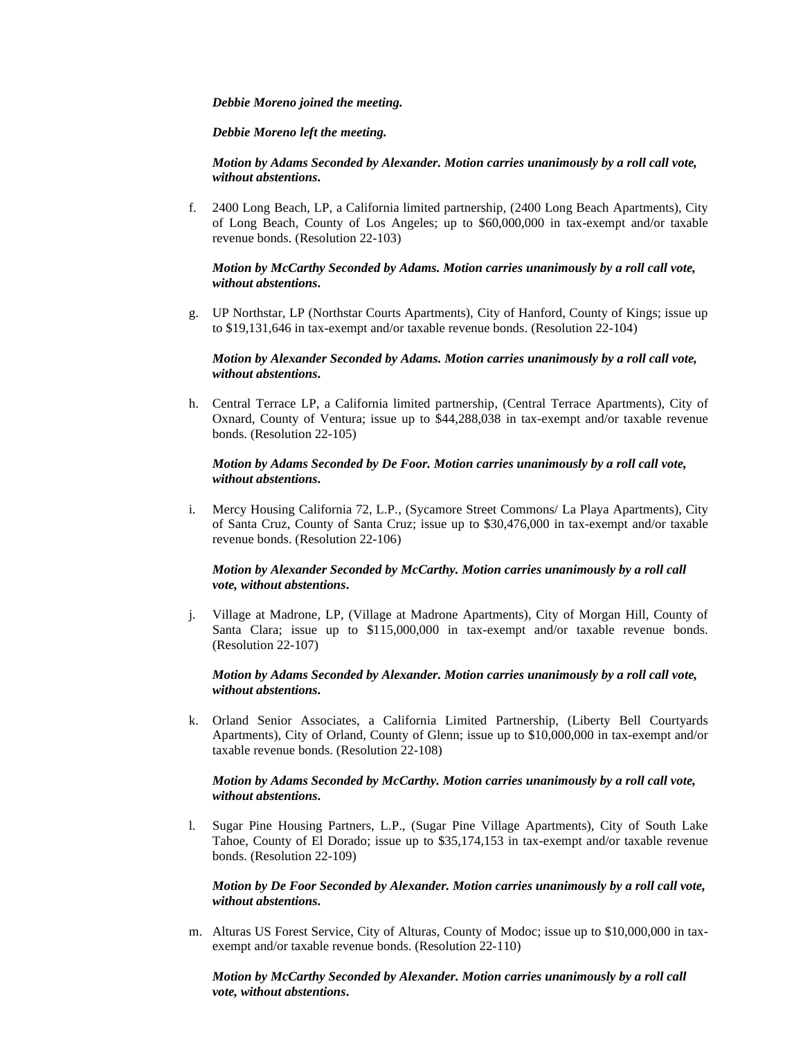***Debbie Moreno joined the meeting.***

***Debbie Moreno left the meeting.***

***Motion by Adams Seconded by Alexander. Motion carries unanimously by a roll call vote, without abstentions.***

f. 2400 Long Beach, LP, a California limited partnership, (2400 Long Beach Apartments), City of Long Beach, County of Los Angeles; up to $60,000,000 in tax-exempt and/or taxable revenue bonds. (Resolution 22-103)

***Motion by McCarthy Seconded by Adams. Motion carries unanimously by a roll call vote, without abstentions.***

g. UP Northstar, LP (Northstar Courts Apartments), City of Hanford, County of Kings; issue up to $19,131,646 in tax-exempt and/or taxable revenue bonds. (Resolution 22-104)

***Motion by Alexander Seconded by Adams. Motion carries unanimously by a roll call vote, without abstentions.***

h. Central Terrace LP, a California limited partnership, (Central Terrace Apartments), City of Oxnard, County of Ventura; issue up to $44,288,038 in tax-exempt and/or taxable revenue bonds. (Resolution 22-105)

***Motion by Adams Seconded by De Foor. Motion carries unanimously by a roll call vote, without abstentions.***

i. Mercy Housing California 72, L.P., (Sycamore Street Commons/ La Playa Apartments), City of Santa Cruz, County of Santa Cruz; issue up to $30,476,000 in tax-exempt and/or taxable revenue bonds. (Resolution 22-106)

***Motion by Alexander Seconded by McCarthy. Motion carries unanimously by a roll call vote, without abstentions.***

j. Village at Madrone, LP, (Village at Madrone Apartments), City of Morgan Hill, County of Santa Clara; issue up to $115,000,000 in tax-exempt and/or taxable revenue bonds. (Resolution 22-107)

***Motion by Adams Seconded by Alexander. Motion carries unanimously by a roll call vote, without abstentions.***

k. Orland Senior Associates, a California Limited Partnership, (Liberty Bell Courtyards Apartments), City of Orland, County of Glenn; issue up to $10,000,000 in tax-exempt and/or taxable revenue bonds. (Resolution 22-108)

***Motion by Adams Seconded by McCarthy. Motion carries unanimously by a roll call vote, without abstentions.***

l. Sugar Pine Housing Partners, L.P., (Sugar Pine Village Apartments), City of South Lake Tahoe, County of El Dorado; issue up to $35,174,153 in tax-exempt and/or taxable revenue bonds. (Resolution 22-109)

***Motion by De Foor Seconded by Alexander. Motion carries unanimously by a roll call vote, without abstentions.***

m. Alturas US Forest Service, City of Alturas, County of Modoc; issue up to $10,000,000 in tax-exempt and/or taxable revenue bonds. (Resolution 22-110)

***Motion by McCarthy Seconded by Alexander. Motion carries unanimously by a roll call vote, without abstentions.***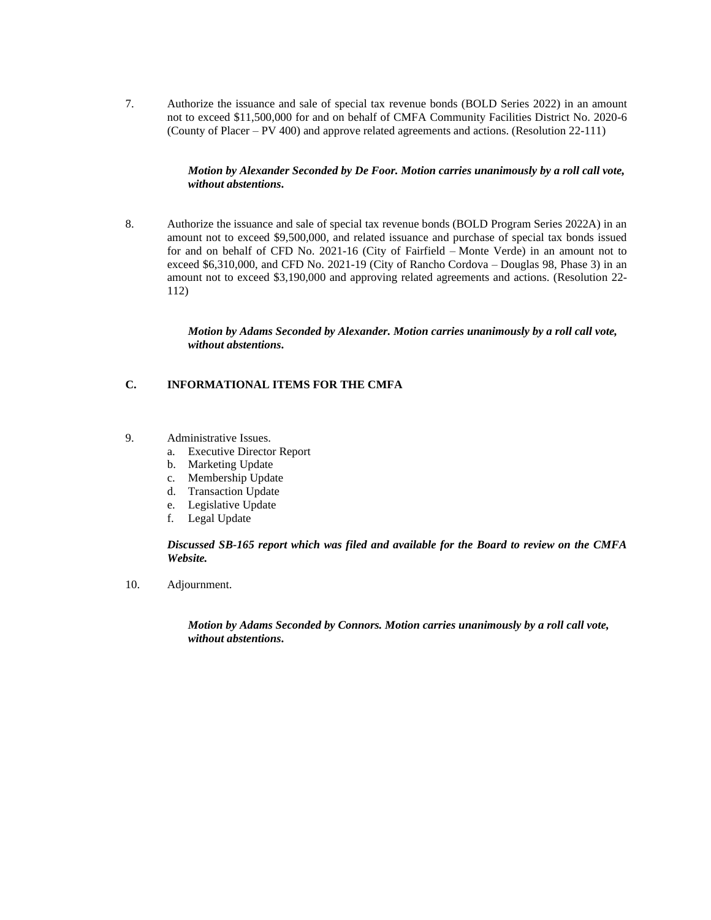7. Authorize the issuance and sale of special tax revenue bonds (BOLD Series 2022) in an amount not to exceed $11,500,000 for and on behalf of CMFA Community Facilities District No. 2020-6 (County of Placer – PV 400) and approve related agreements and actions. (Resolution 22-111)

   ***Motion by Alexander Seconded by De Foor. Motion carries unanimously by a roll call vote, without abstentions.***

8. Authorize the issuance and sale of special tax revenue bonds (BOLD Program Series 2022A) in an amount not to exceed $9,500,000, and related issuance and purchase of special tax bonds issued for and on behalf of CFD No. 2021-16 (City of Fairfield – Monte Verde) in an amount not to exceed $6,310,000, and CFD No. 2021-19 (City of Rancho Cordova – Douglas 98, Phase 3) in an amount not to exceed $3,190,000 and approving related agreements and actions. (Resolution 22-112)

   ***Motion by Adams Seconded by Alexander. Motion carries unanimously by a roll call vote, without abstentions.***

## C. INFORMATIONAL ITEMS FOR THE CMFA

9. Administrative Issues.
   a. Executive Director Report
   b. Marketing Update
   c. Membership Update
   d. Transaction Update
   e. Legislative Update
   f. Legal Update

   ***Discussed SB-165 report which was filed and available for the Board to review on the CMFA Website.***

10. Adjournment.

   ***Motion by Adams Seconded by Connors. Motion carries unanimously by a roll call vote, without abstentions.***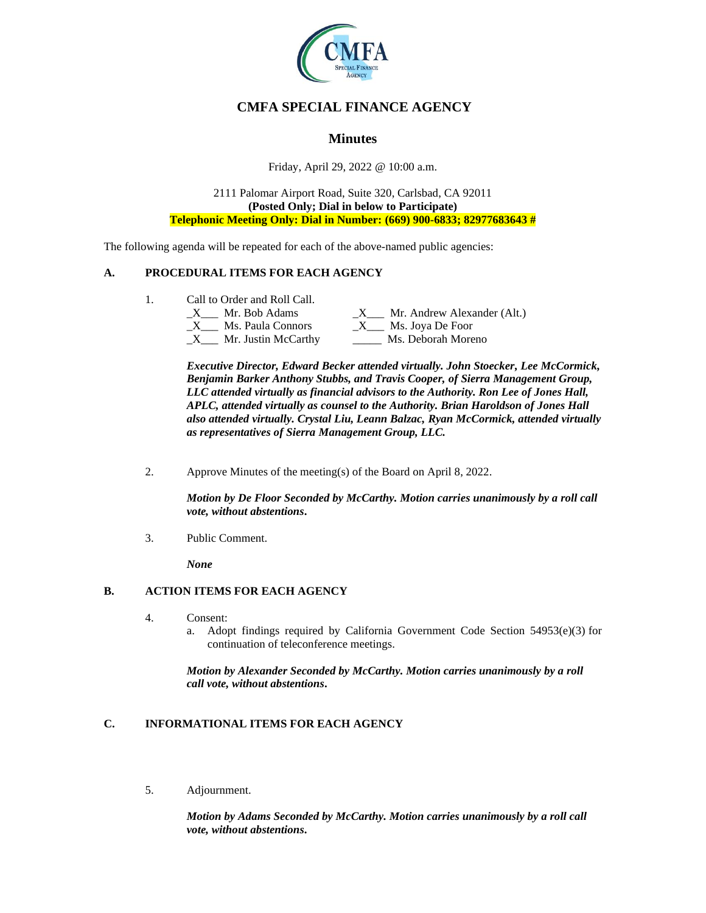# CMFA SPECIAL FINANCE AGENCY

## Minutes

Friday, April 29, 2022 @ 10:00 a.m.

2111 Palomar Airport Road, Suite 320, Carlsbad, CA 92011
**(Posted Only; Dial in below to Participate)**
**Telephonic Meeting Only: Dial in Number: (669) 900-6833; 82977683643 #**

The following agenda will be repeated for each of the above-named public agencies:

### A. PROCEDURAL ITEMS FOR EACH AGENCY

1. Call to Order and Roll Call.

   _X___ Mr. Bob Adams
   _X___ Ms. Paula Connors
   _X___ Mr. Justin McCarthy
   _X___ Mr. Andrew Alexander (Alt.)
   _X___ Ms. Joya De Foor
   _____ Ms. Deborah Moreno

   ***Executive Director, Edward Becker attended virtually. John Stoecker, Lee McCormick, Benjamin Barker Anthony Stubbs, and Travis Cooper, of Sierra Management Group, LLC attended virtually as financial advisors to the Authority. Ron Lee of Jones Hall, APLC, attended virtually as counsel to the Authority. Brian Haroldson of Jones Hall also attended virtually. Crystal Liu, Leann Balzac, Ryan McCormick, attended virtually as representatives of Sierra Management Group, LLC.***

2. Approve Minutes of the meeting(s) of the Board on April 8, 2022.

   ***Motion by De Floor Seconded by McCarthy. Motion carries unanimously by a roll call vote, without abstentions.***

3. Public Comment.

   ***None***

### B. ACTION ITEMS FOR EACH AGENCY

4. Consent:
   a. Adopt findings required by California Government Code Section 54953(e)(3) for continuation of teleconference meetings.

   ***Motion by Alexander Seconded by McCarthy. Motion carries unanimously by a roll call vote, without abstentions.***

### C. INFORMATIONAL ITEMS FOR EACH AGENCY

5. Adjournment.

   ***Motion by Adams Seconded by McCarthy. Motion carries unanimously by a roll call vote, without abstentions.***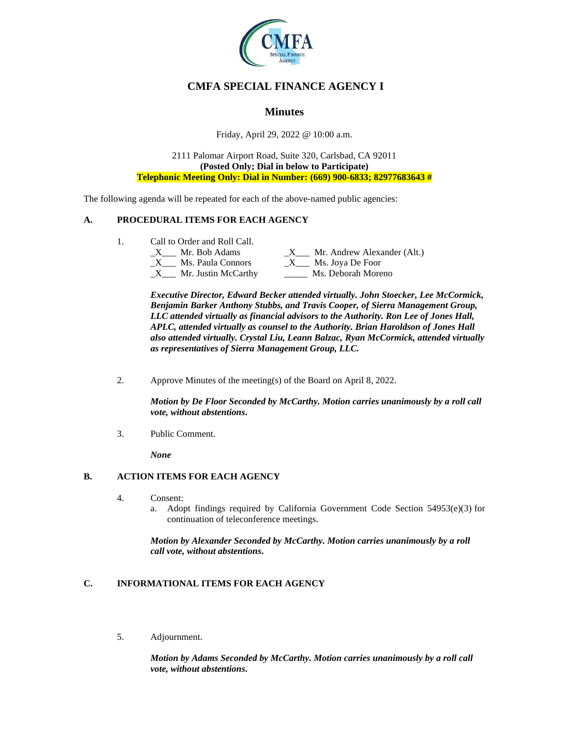# CMFA SPECIAL FINANCE AGENCY I

## Minutes

Friday, April 29, 2022 @ 10:00 a.m.

2111 Palomar Airport Road, Suite 320, Carlsbad, CA 92011
**(Posted Only; Dial in below to Participate)**
**Telephonic Meeting Only: Dial in Number: (669) 900-6833; 82977683643 #**

The following agenda will be repeated for each of the above-named public agencies:

**A. PROCEDURAL ITEMS FOR EACH AGENCY**

1. Call to Order and Roll Call.

   _X___ Mr. Bob Adams
   _X___ Ms. Paula Connors
   _X___ Mr. Justin McCarthy
   _X___ Mr. Andrew Alexander (Alt.)
   _X___ Ms. Joya De Foor
   _____ Ms. Deborah Moreno

   ***Executive Director, Edward Becker attended virtually. John Stoecker, Lee McCormick, Benjamin Barker Anthony Stubbs, and Travis Cooper, of Sierra Management Group, LLC attended virtually as financial advisors to the Authority. Ron Lee of Jones Hall, APLC, attended virtually as counsel to the Authority. Brian Haroldson of Jones Hall also attended virtually. Crystal Liu, Leann Balzac, Ryan McCormick, attended virtually as representatives of Sierra Management Group, LLC.***

2. Approve Minutes of the meeting(s) of the Board on April 8, 2022.

   ***Motion by De Floor Seconded by McCarthy. Motion carries unanimously by a roll call vote, without abstentions.***

3. Public Comment.

   ***None***

**B. ACTION ITEMS FOR EACH AGENCY**

4. Consent:
   a. Adopt findings required by California Government Code Section 54953(e)(3) for continuation of teleconference meetings.

   ***Motion by Alexander Seconded by McCarthy. Motion carries unanimously by a roll call vote, without abstentions.***

**C. INFORMATIONAL ITEMS FOR EACH AGENCY**

5. Adjournment.

   ***Motion by Adams Seconded by McCarthy. Motion carries unanimously by a roll call vote, without abstentions.***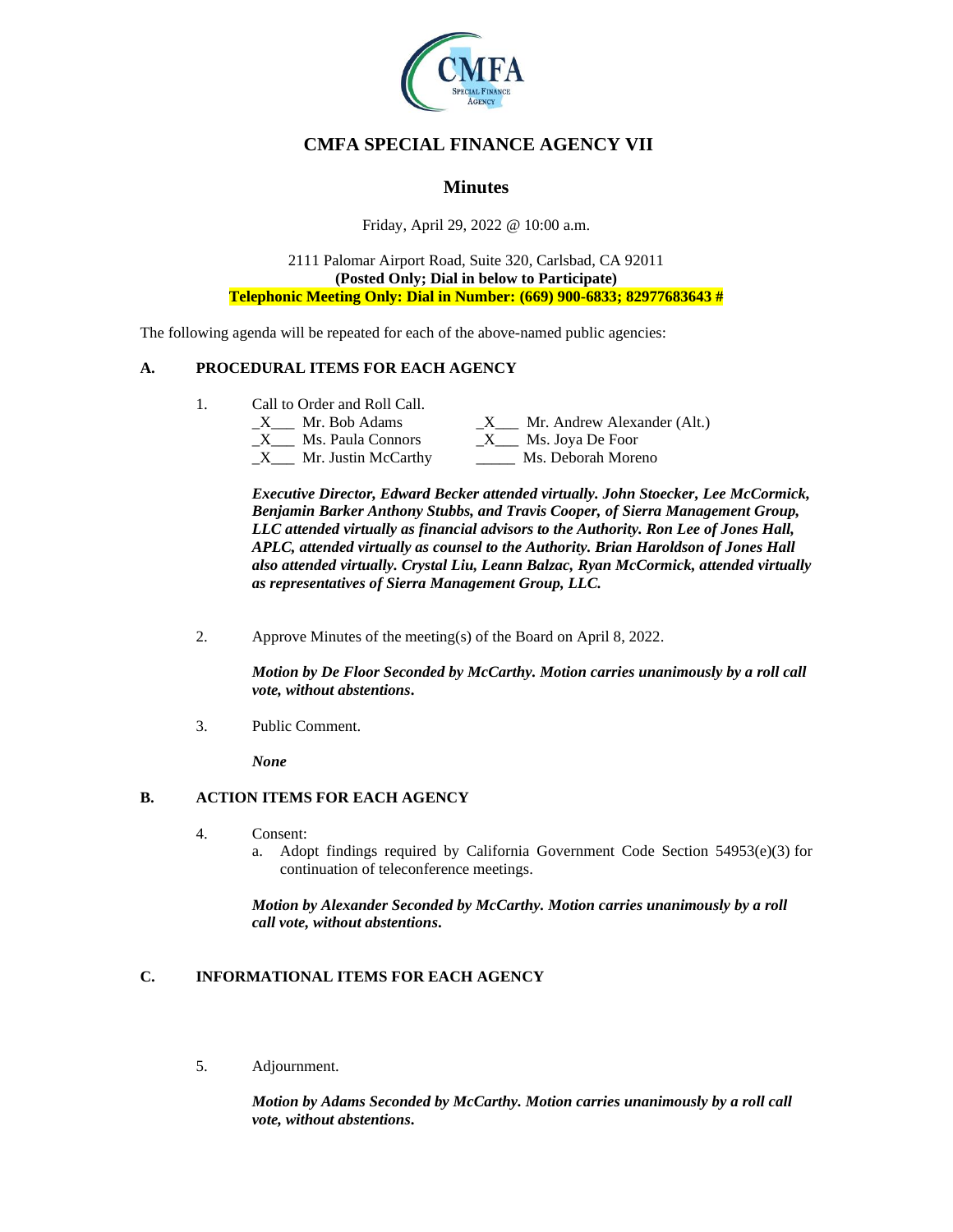# CMFA SPECIAL FINANCE AGENCY VII

## Minutes

Friday, April 29, 2022 @ 10:00 a.m.

2111 Palomar Airport Road, Suite 320, Carlsbad, CA 92011
**(Posted Only; Dial in below to Participate)**
**Telephonic Meeting Only: Dial in Number: (669) 900-6833; 82977683643 #**

The following agenda will be repeated for each of the above-named public agencies:

### A. PROCEDURAL ITEMS FOR EACH AGENCY

1. Call to Order and Roll Call.

   _X___ Mr. Bob Adams
   _X___ Ms. Paula Connors
   _X___ Mr. Justin McCarthy
   _X___ Mr. Andrew Alexander (Alt.)
   _X___ Ms. Joya De Foor
   _____ Ms. Deborah Moreno

   ***Executive Director, Edward Becker attended virtually. John Stoecker, Lee McCormick, Benjamin Barker Anthony Stubbs, and Travis Cooper, of Sierra Management Group, LLC attended virtually as financial advisors to the Authority. Ron Lee of Jones Hall, APLC, attended virtually as counsel to the Authority. Brian Haroldson of Jones Hall also attended virtually. Crystal Liu, Leann Balzac, Ryan McCormick, attended virtually as representatives of Sierra Management Group, LLC.***

2. Approve Minutes of the meeting(s) of the Board on April 8, 2022.

   ***Motion by De Floor Seconded by McCarthy. Motion carries unanimously by a roll call vote, without abstentions.***

3. Public Comment.

   ***None***

### B. ACTION ITEMS FOR EACH AGENCY

4. Consent:
   a. Adopt findings required by California Government Code Section 54953(e)(3) for continuation of teleconference meetings.

   ***Motion by Alexander Seconded by McCarthy. Motion carries unanimously by a roll call vote, without abstentions.***

### C. INFORMATIONAL ITEMS FOR EACH AGENCY

5. Adjournment.

   ***Motion by Adams Seconded by McCarthy. Motion carries unanimously by a roll call vote, without abstentions.***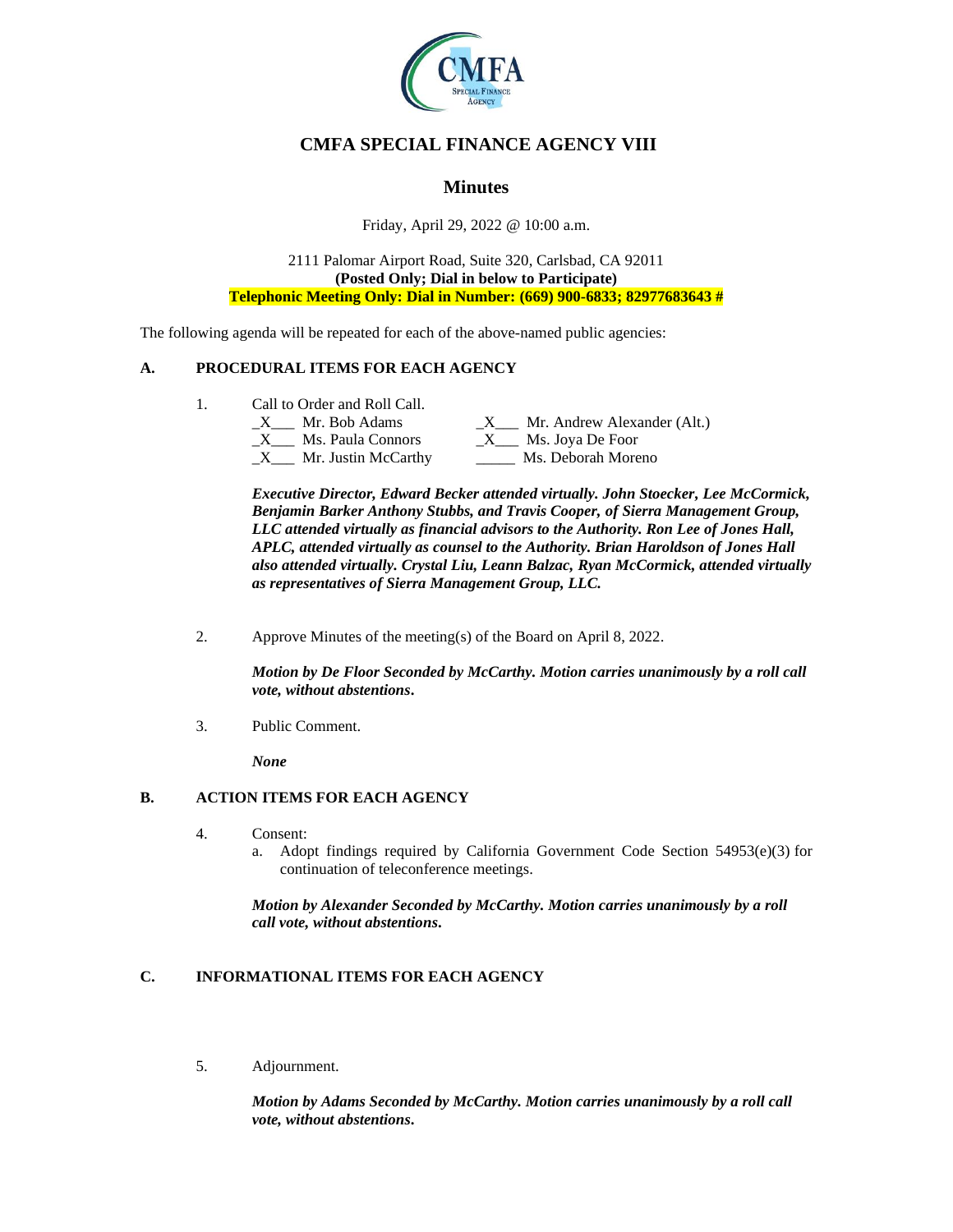# CMFA SPECIAL FINANCE AGENCY VIII

## Minutes

Friday, April 29, 2022 @ 10:00 a.m.

2111 Palomar Airport Road, Suite 320, Carlsbad, CA 92011
**(Posted Only; Dial in below to Participate)**
**Telephonic Meeting Only: Dial in Number: (669) 900-6833; 82977683643 #**

The following agenda will be repeated for each of the above-named public agencies:

### A. PROCEDURAL ITEMS FOR EACH AGENCY

1. Call to Order and Roll Call.

   _X___ Mr. Bob Adams
   _X___ Ms. Paula Connors
   _X___ Mr. Justin McCarthy
   _X___ Mr. Andrew Alexander (Alt.)
   _X___ Ms. Joya De Foor
   _____ Ms. Deborah Moreno

   ***Executive Director, Edward Becker attended virtually. John Stoecker, Lee McCormick, Benjamin Barker Anthony Stubbs, and Travis Cooper, of Sierra Management Group, LLC attended virtually as financial advisors to the Authority. Ron Lee of Jones Hall, APLC, attended virtually as counsel to the Authority. Brian Haroldson of Jones Hall also attended virtually. Crystal Liu, Leann Balzac, Ryan McCormick, attended virtually as representatives of Sierra Management Group, LLC.***

2. Approve Minutes of the meeting(s) of the Board on April 8, 2022.

   ***Motion by De Floor Seconded by McCarthy. Motion carries unanimously by a roll call vote, without abstentions.***

3. Public Comment.

   ***None***

### B. ACTION ITEMS FOR EACH AGENCY

4. Consent:
   a. Adopt findings required by California Government Code Section 54953(e)(3) for continuation of teleconference meetings.

   ***Motion by Alexander Seconded by McCarthy. Motion carries unanimously by a roll call vote, without abstentions.***

### C. INFORMATIONAL ITEMS FOR EACH AGENCY

5. Adjournment.

   ***Motion by Adams Seconded by McCarthy. Motion carries unanimously by a roll call vote, without abstentions.***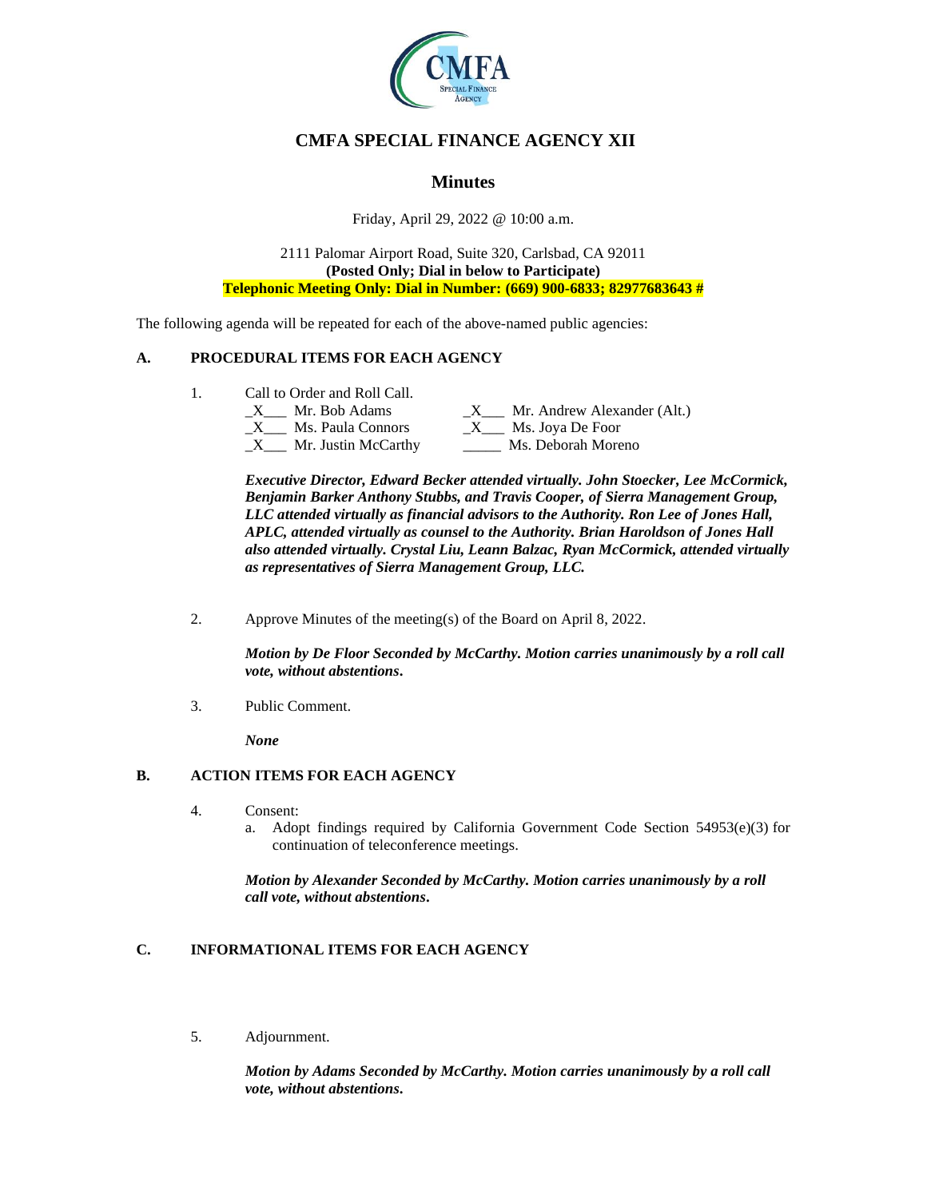# CMFA SPECIAL FINANCE AGENCY XII

## Minutes

Friday, April 29, 2022 @ 10:00 a.m.

2111 Palomar Airport Road, Suite 320, Carlsbad, CA 92011
**(Posted Only; Dial in below to Participate)**
**Telephonic Meeting Only: Dial in Number: (669) 900-6833; 82977683643 #**

The following agenda will be repeated for each of the above-named public agencies:

### A. PROCEDURAL ITEMS FOR EACH AGENCY

1. Call to Order and Roll Call.

   _X___ Mr. Bob Adams
   _X___ Ms. Paula Connors
   _X___ Mr. Justin McCarthy
   _X___ Mr. Andrew Alexander (Alt.)
   _X___ Ms. Joya De Foor
   _____ Ms. Deborah Moreno

   ***Executive Director, Edward Becker attended virtually. John Stoecker, Lee McCormick, Benjamin Barker Anthony Stubbs, and Travis Cooper, of Sierra Management Group, LLC attended virtually as financial advisors to the Authority. Ron Lee of Jones Hall, APLC, attended virtually as counsel to the Authority. Brian Haroldson of Jones Hall also attended virtually. Crystal Liu, Leann Balzac, Ryan McCormick, attended virtually as representatives of Sierra Management Group, LLC.***

2. Approve Minutes of the meeting(s) of the Board on April 8, 2022.

   ***Motion by De Floor Seconded by McCarthy. Motion carries unanimously by a roll call vote, without abstentions.***

3. Public Comment.

   ***None***

### B. ACTION ITEMS FOR EACH AGENCY

4. Consent:
   a. Adopt findings required by California Government Code Section 54953(e)(3) for continuation of teleconference meetings.

   ***Motion by Alexander Seconded by McCarthy. Motion carries unanimously by a roll call vote, without abstentions.***

### C. INFORMATIONAL ITEMS FOR EACH AGENCY

5. Adjournment.

   ***Motion by Adams Seconded by McCarthy. Motion carries unanimously by a roll call vote, without abstentions.***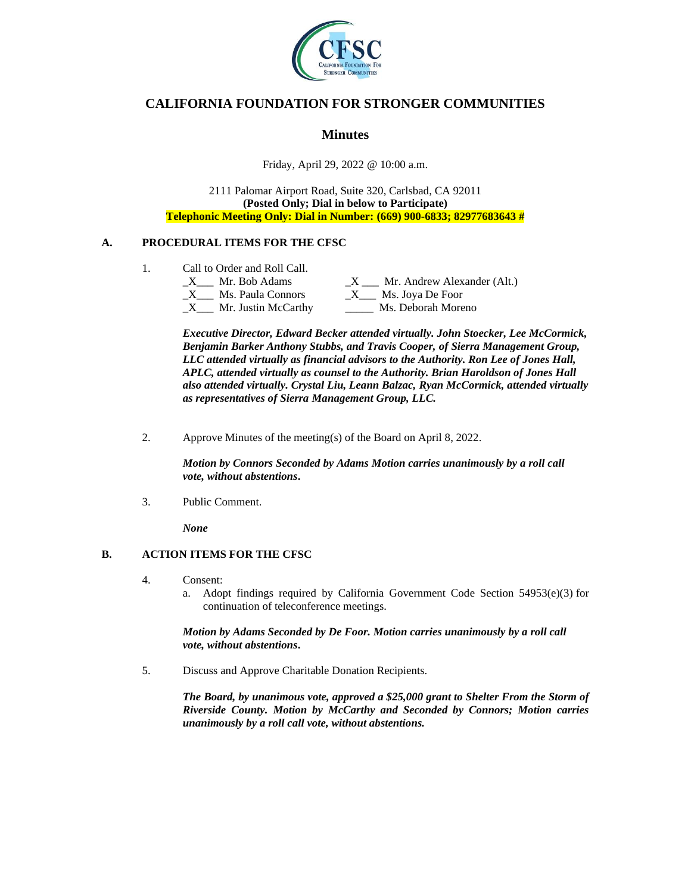# CALIFORNIA FOUNDATION FOR STRONGER COMMUNITIES

## Minutes

Friday, April 29, 2022 @ 10:00 a.m.

2111 Palomar Airport Road, Suite 320, Carlsbad, CA 92011
**(Posted Only; Dial in below to Participate)**
**Telephonic Meeting Only: Dial in Number: (669) 900-6833; 82977683643 #**

### A. PROCEDURAL ITEMS FOR THE CFSC

1. Call to Order and Roll Call.

_X___ Mr. Bob Adams
_X___ Ms. Paula Connors
_X___ Mr. Justin McCarthy
_X ___ Mr. Andrew Alexander (Alt.)
_X___ Ms. Joya De Foor
_____ Ms. Deborah Moreno

***Executive Director, Edward Becker attended virtually. John Stoecker, Lee McCormick, Benjamin Barker Anthony Stubbs, and Travis Cooper, of Sierra Management Group, LLC attended virtually as financial advisors to the Authority. Ron Lee of Jones Hall, APLC, attended virtually as counsel to the Authority. Brian Haroldson of Jones Hall also attended virtually. Crystal Liu, Leann Balzac, Ryan McCormick, attended virtually as representatives of Sierra Management Group, LLC.***

2. Approve Minutes of the meeting(s) of the Board on April 8, 2022.

***Motion by Connors Seconded by Adams Motion carries unanimously by a roll call vote, without abstentions.***

3. Public Comment.

***None***

### B. ACTION ITEMS FOR THE CFSC

4. Consent:
   a. Adopt findings required by California Government Code Section 54953(e)(3) for continuation of teleconference meetings.

***Motion by Adams Seconded by De Foor. Motion carries unanimously by a roll call vote, without abstentions.***

5. Discuss and Approve Charitable Donation Recipients.

***The Board, by unanimous vote, approved a $25,000 grant to Shelter From the Storm of Riverside County. Motion by McCarthy and Seconded by Connors; Motion carries unanimously by a roll call vote, without abstentions.***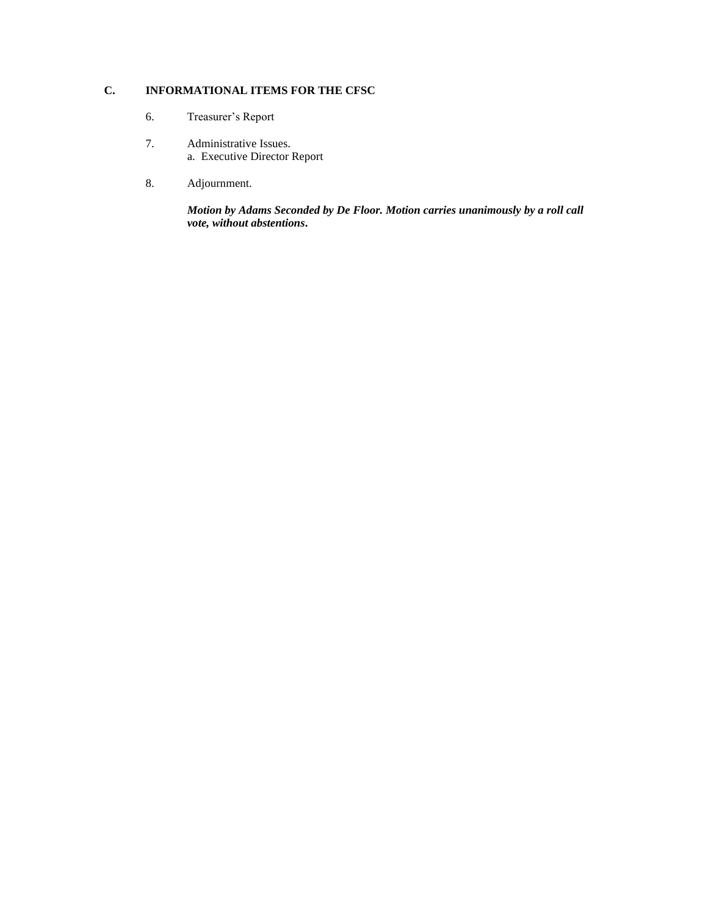## C. INFORMATIONAL ITEMS FOR THE CFSC

6. Treasurer's Report

7. Administrative Issues.
   a. Executive Director Report

8. Adjournment.

   ***Motion by Adams Seconded by De Floor. Motion carries unanimously by a roll call vote, without abstentions.***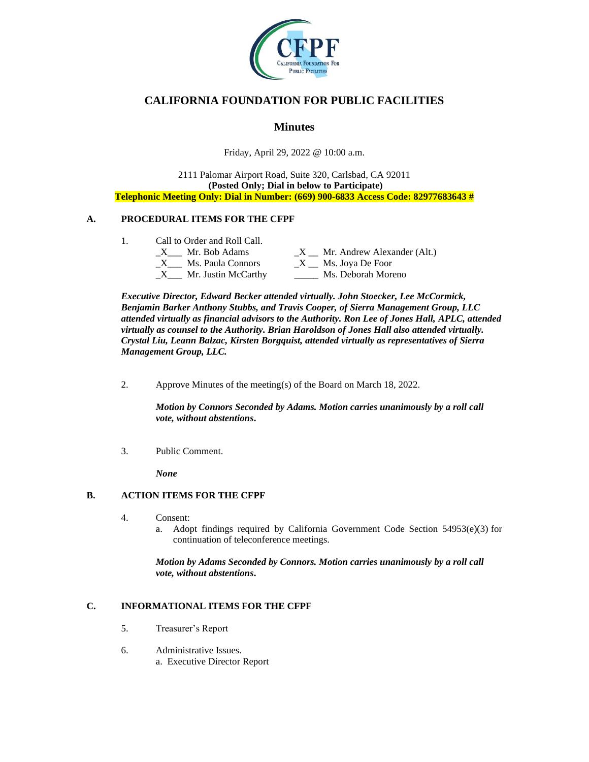# CALIFORNIA FOUNDATION FOR PUBLIC FACILITIES

## Minutes

Friday, April 29, 2022 @ 10:00 a.m.

2111 Palomar Airport Road, Suite 320, Carlsbad, CA 92011
**(Posted Only; Dial in below to Participate)**
**Telephonic Meeting Only: Dial in Number: (669) 900-6833 Access Code: 82977683643 #**

### A. PROCEDURAL ITEMS FOR THE CFPF

1. Call to Order and Roll Call.

_X___ Mr. Bob Adams
_X___ Ms. Paula Connors
_X___ Mr. Justin McCarthy
_X __ Mr. Andrew Alexander (Alt.)
_X __ Ms. Joya De Foor
_____ Ms. Deborah Moreno

***Executive Director, Edward Becker attended virtually. John Stoecker, Lee McCormick, Benjamin Barker Anthony Stubbs, and Travis Cooper, of Sierra Management Group, LLC attended virtually as financial advisors to the Authority. Ron Lee of Jones Hall, APLC, attended virtually as counsel to the Authority. Brian Haroldson of Jones Hall also attended virtually. Crystal Liu, Leann Balzac, Kirsten Borgquist, attended virtually as representatives of Sierra Management Group, LLC.***

2. Approve Minutes of the meeting(s) of the Board on March 18, 2022.

   ***Motion by Connors Seconded by Adams. Motion carries unanimously by a roll call vote, without abstentions.***

3. Public Comment.

   ***None***

### B. ACTION ITEMS FOR THE CFPF

4. Consent:
   a. Adopt findings required by California Government Code Section 54953(e)(3) for continuation of teleconference meetings.

   ***Motion by Adams Seconded by Connors. Motion carries unanimously by a roll call vote, without abstentions.***

### C. INFORMATIONAL ITEMS FOR THE CFPF

5. Treasurer's Report

6. Administrative Issues.
   a. Executive Director Report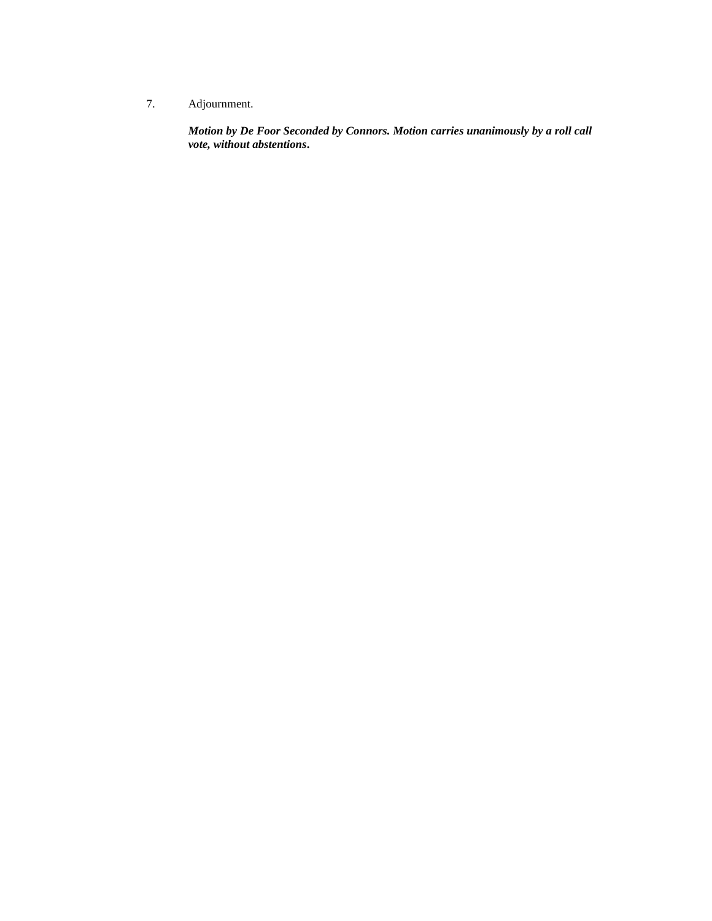7. Adjournment.

***Motion by De Foor Seconded by Connors. Motion carries unanimously by a roll call vote, without abstentions.***